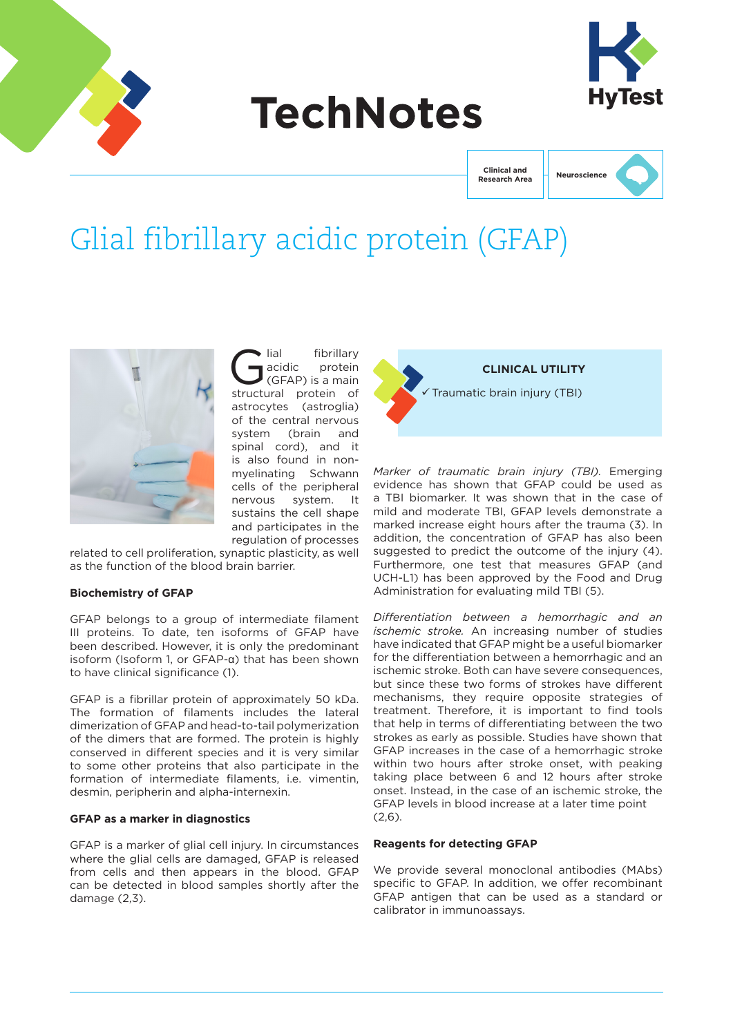# TechNotes

Clinical and Research Area | Neuroscience

# Glial fibrillary acidic protein (GFAP)

Glial fibrillary acidic protein (GFAP) is a main structural protein of astrocytes (astroglia) of the central nervous system (brain and spinal cord), and it is also found in non-myelinating Schwann cells of the peripheral nervous system. It sustains the cell shape and participates in the regulation of processes related to cell proliferation, synaptic plasticity, as well as the function of the blood brain barrier.

### Biochemistry of GFAP

GFAP belongs to a group of intermediate filament III proteins. To date, ten isoforms of GFAP have been described. However, it is only the predominant isoform (Isoform 1, or GFAP-α) that has been shown to have clinical significance (1).

GFAP is a fibrillar protein of approximately 50 kDa. The formation of filaments includes the lateral dimerization of GFAP and head-to-tail polymerization of the dimers that are formed. The protein is highly conserved in different species and it is very similar to some other proteins that also participate in the formation of intermediate filaments, i.e. vimentin, desmin, peripherin and alpha-internexin.

### GFAP as a marker in diagnostics

GFAP is a marker of glial cell injury. In circumstances where the glial cells are damaged, GFAP is released from cells and then appears in the blood. GFAP can be detected in blood samples shortly after the damage (2,3).

**CLINICAL UTILITY**

✓ Traumatic brain injury (TBI)

*Marker of traumatic brain injury (TBI).* Emerging evidence has shown that GFAP could be used as a TBI biomarker. It was shown that in the case of mild and moderate TBI, GFAP levels demonstrate a marked increase eight hours after the trauma (3). In addition, the concentration of GFAP has also been suggested to predict the outcome of the injury (4). Furthermore, one test that measures GFAP (and UCH-L1) has been approved by the Food and Drug Administration for evaluating mild TBI (5).

*Differentiation between a hemorrhagic and an ischemic stroke.* An increasing number of studies have indicated that GFAP might be a useful biomarker for the differentiation between a hemorrhagic and an ischemic stroke. Both can have severe consequences, but since these two forms of strokes have different mechanisms, they require opposite strategies of treatment. Therefore, it is important to find tools that help in terms of differentiating between the two strokes as early as possible. Studies have shown that GFAP increases in the case of a hemorrhagic stroke within two hours after stroke onset, with peaking taking place between 6 and 12 hours after stroke onset. Instead, in the case of an ischemic stroke, the GFAP levels in blood increase at a later time point (2,6).

### Reagents for detecting GFAP

We provide several monoclonal antibodies (MAbs) specific to GFAP. In addition, we offer recombinant GFAP antigen that can be used as a standard or calibrator in immunoassays.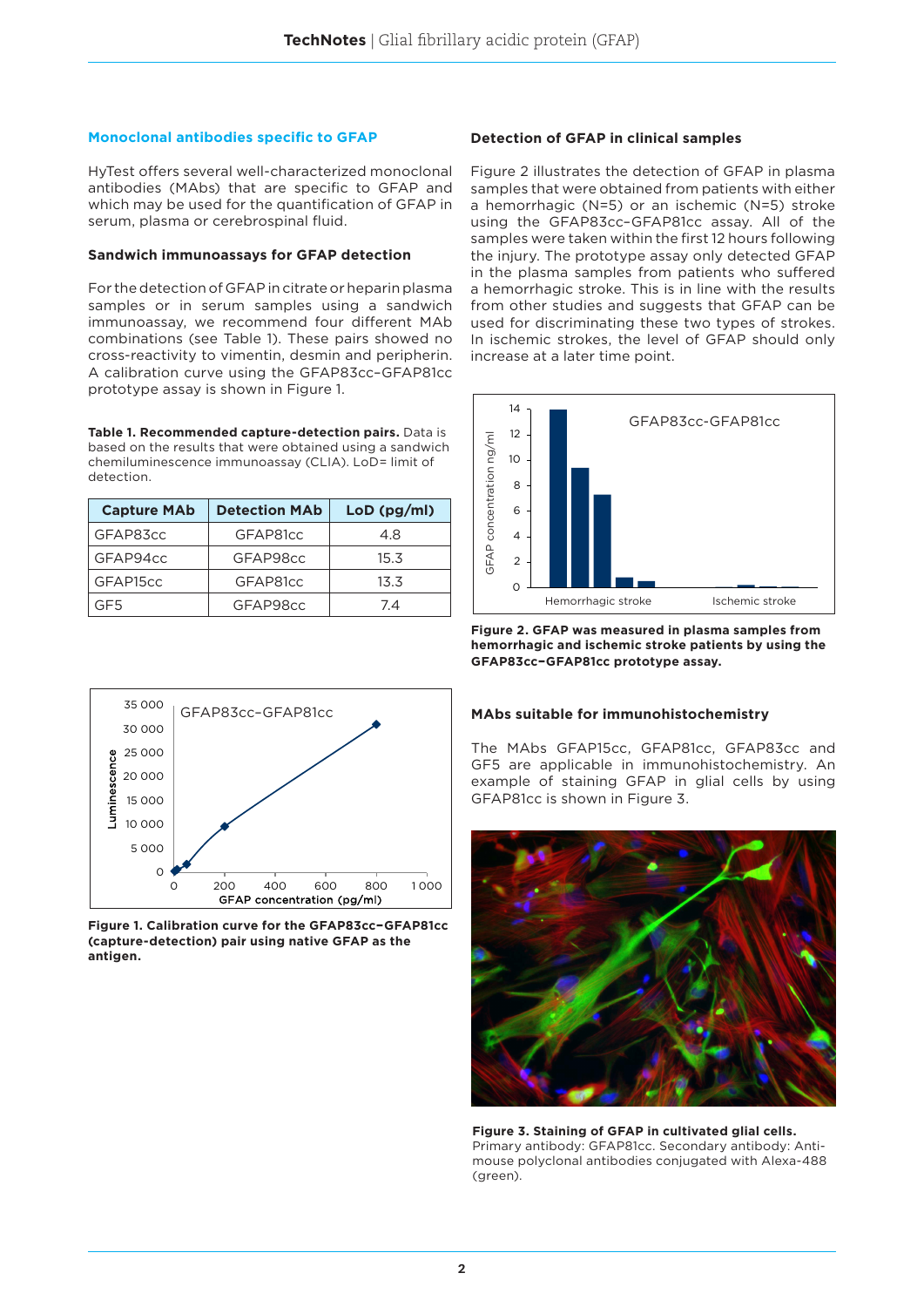## Monoclonal antibodies specific to GFAP

HyTest offers several well-characterized monoclonal antibodies (MAbs) that are specific to GFAP and which may be used for the quantification of GFAP in serum, plasma or cerebrospinal fluid.

### Sandwich immunoassays for GFAP detection

For the detection of GFAP in citrate or heparin plasma samples or in serum samples using a sandwich immunoassay, we recommend four different MAb combinations (see Table 1). These pairs showed no cross-reactivity to vimentin, desmin and peripherin. A calibration curve using the GFAP83cc–GFAP81cc prototype assay is shown in Figure 1.

**Table 1. Recommended capture-detection pairs.** Data is based on the results that were obtained using a sandwich chemiluminescence immunoassay (CLIA). LoD= limit of detection.

| Capture MAb | Detection MAb | LoD (pg/ml) |
|---|---|---|
| GFAP83cc | GFAP81cc | 4.8 |
| GFAP94cc | GFAP98cc | 15.3 |
| GFAP15cc | GFAP81cc | 13.3 |
| GF5 | GFAP98cc | 7.4 |

**Figure 1. Calibration curve for the GFAP83cc–GFAP81cc (capture-detection) pair using native GFAP as the antigen.**

### Detection of GFAP in clinical samples

Figure 2 illustrates the detection of GFAP in plasma samples that were obtained from patients with either a hemorrhagic (N=5) or an ischemic (N=5) stroke using the GFAP83cc–GFAP81cc assay. All of the samples were taken within the first 12 hours following the injury. The prototype assay only detected GFAP in the plasma samples from patients who suffered a hemorrhagic stroke. This is in line with the results from other studies and suggests that GFAP can be used for discriminating these two types of strokes. In ischemic strokes, the level of GFAP should only increase at a later time point.

**Figure 2. GFAP was measured in plasma samples from hemorrhagic and ischemic stroke patients by using the GFAP83cc–GFAP81cc prototype assay.**

### MAbs suitable for immunohistochemistry

The MAbs GFAP15cc, GFAP81cc, GFAP83cc and GF5 are applicable in immunohistochemistry. An example of staining GFAP in glial cells by using GFAP81cc is shown in Figure 3.

**Figure 3. Staining of GFAP in cultivated glial cells.** Primary antibody: GFAP81cc. Secondary antibody: Anti-mouse polyclonal antibodies conjugated with Alexa-488 (green).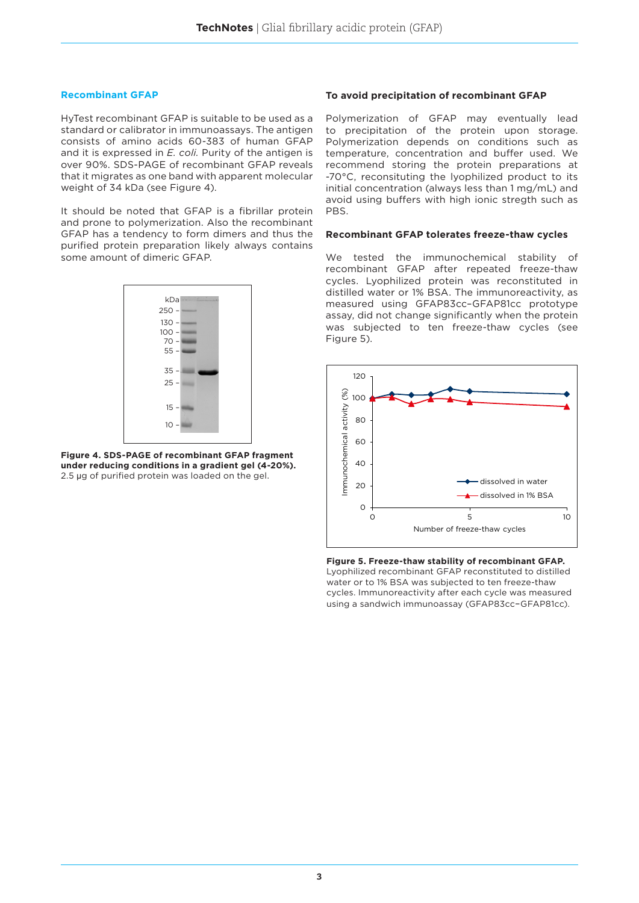## Recombinant GFAP

HyTest recombinant GFAP is suitable to be used as a standard or calibrator in immunoassays. The antigen consists of amino acids 60-383 of human GFAP and it is expressed in *E. coli.* Purity of the antigen is over 90%. SDS-PAGE of recombinant GFAP reveals that it migrates as one band with apparent molecular weight of 34 kDa (see Figure 4).

It should be noted that GFAP is a fibrillar protein and prone to polymerization. Also the recombinant GFAP has a tendency to form dimers and thus the purified protein preparation likely always contains some amount of dimeric GFAP.

**Figure 4. SDS-PAGE of recombinant GFAP fragment under reducing conditions in a gradient gel (4-20%).** 2.5 µg of purified protein was loaded on the gel.

### To avoid precipitation of recombinant GFAP

Polymerization of GFAP may eventually lead to precipitation of the protein upon storage. Polymerization depends on conditions such as temperature, concentration and buffer used. We recommend storing the protein preparations at -70°C, reconsituting the lyophilized product to its initial concentration (always less than 1 mg/mL) and avoid using buffers with high ionic stregth such as PBS.

### Recombinant GFAP tolerates freeze-thaw cycles

We tested the immunochemical stability of recombinant GFAP after repeated freeze-thaw cycles. Lyophilized protein was reconstituted in distilled water or 1% BSA. The immunoreactivity, as measured using GFAP83cc–GFAP81cc prototype assay, did not change significantly when the protein was subjected to ten freeze-thaw cycles (see Figure 5).

**Figure 5. Freeze-thaw stability of recombinant GFAP.** Lyophilized recombinant GFAP reconstituted to distilled water or to 1% BSA was subjected to ten freeze-thaw cycles. Immunoreactivity after each cycle was measured using a sandwich immunoassay (GFAP83cc–GFAP81cc).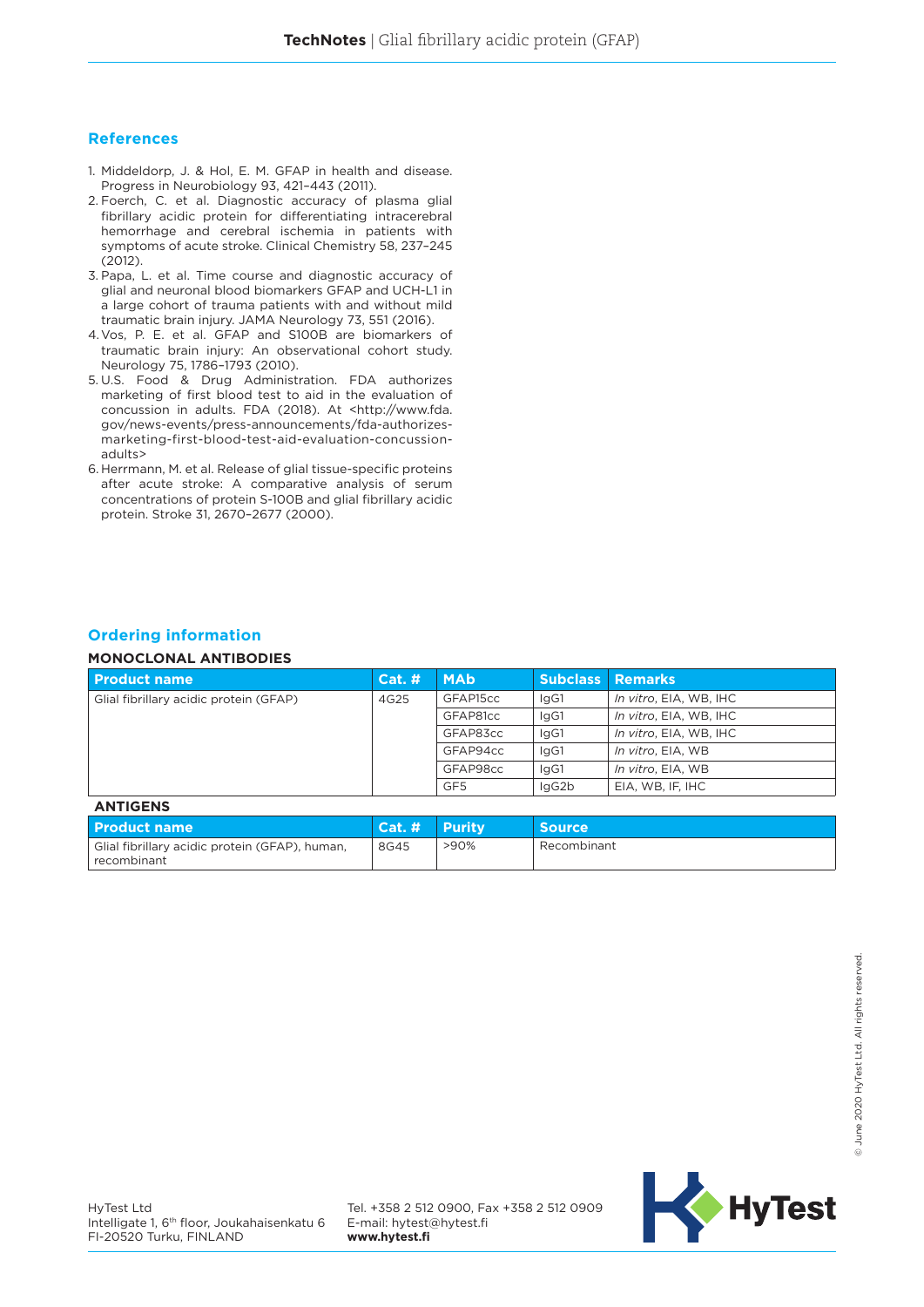## References

1. Middeldorp, J. & Hol, E. M. GFAP in health and disease. Progress in Neurobiology 93, 421–443 (2011).
2. Foerch, C. et al. Diagnostic accuracy of plasma glial fibrillary acidic protein for differentiating intracerebral hemorrhage and cerebral ischemia in patients with symptoms of acute stroke. Clinical Chemistry 58, 237–245 (2012).
3. Papa, L. et al. Time course and diagnostic accuracy of glial and neuronal blood biomarkers GFAP and UCH-L1 in a large cohort of trauma patients with and without mild traumatic brain injury. JAMA Neurology 73, 551 (2016).
4. Vos, P. E. et al. GFAP and S100B are biomarkers of traumatic brain injury: An observational cohort study. Neurology 75, 1786–1793 (2010).
5. U.S. Food & Drug Administration. FDA authorizes marketing of first blood test to aid in the evaluation of concussion in adults. FDA (2018). At <http://www.fda.gov/news-events/press-announcements/fda-authorizes-marketing-first-blood-test-aid-evaluation-concussion-adults>
6. Herrmann, M. et al. Release of glial tissue-specific proteins after acute stroke: A comparative analysis of serum concentrations of protein S-100B and glial fibrillary acidic protein. Stroke 31, 2670–2677 (2000).

## Ordering information

### MONOCLONAL ANTIBODIES

| Product name | Cat. # | MAb | Subclass | Remarks |
|---|---|---|---|---|
| Glial fibrillary acidic protein (GFAP) | 4G25 | GFAP15cc | IgG1 | *In vitro*, EIA, WB, IHC |
| | | GFAP81cc | IgG1 | *In vitro*, EIA, WB, IHC |
| | | GFAP83cc | IgG1 | *In vitro*, EIA, WB, IHC |
| | | GFAP94cc | IgG1 | *In vitro*, EIA, WB |
| | | GFAP98cc | IgG1 | *In vitro*, EIA, WB |
| | | GF5 | IgG2b | EIA, WB, IF, IHC |

### ANTIGENS

| Product name | Cat. # | Purity | Source |
|---|---|---|---|
| Glial fibrillary acidic protein (GFAP), human, recombinant | 8G45 | >90% | Recombinant |

HyTest Ltd
Intelligate 1, 6th floor, Joukahaisenkatu 6
FI-20520 Turku, FINLAND

Tel. +358 2 512 0900, Fax +358 2 512 0909
E-mail: hytest@hytest.fi
**www.hytest.fi**

© June 2020 HyTest Ltd. All rights reserved.